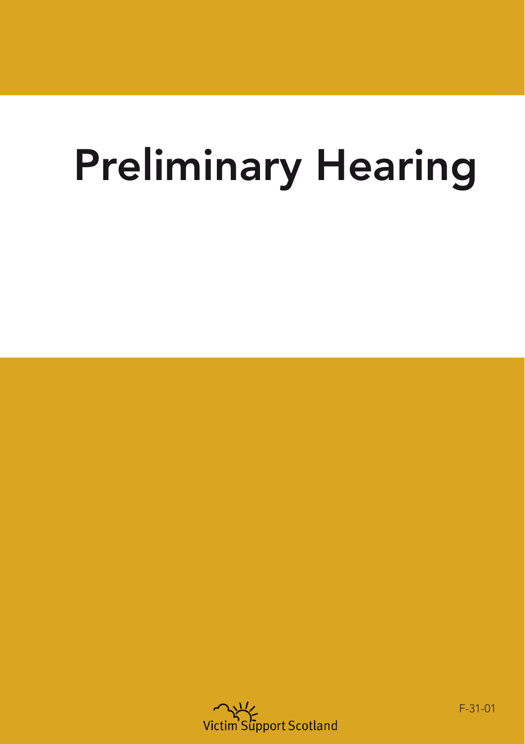# Preliminary Hearing

Victim Support Scotland

F-31-01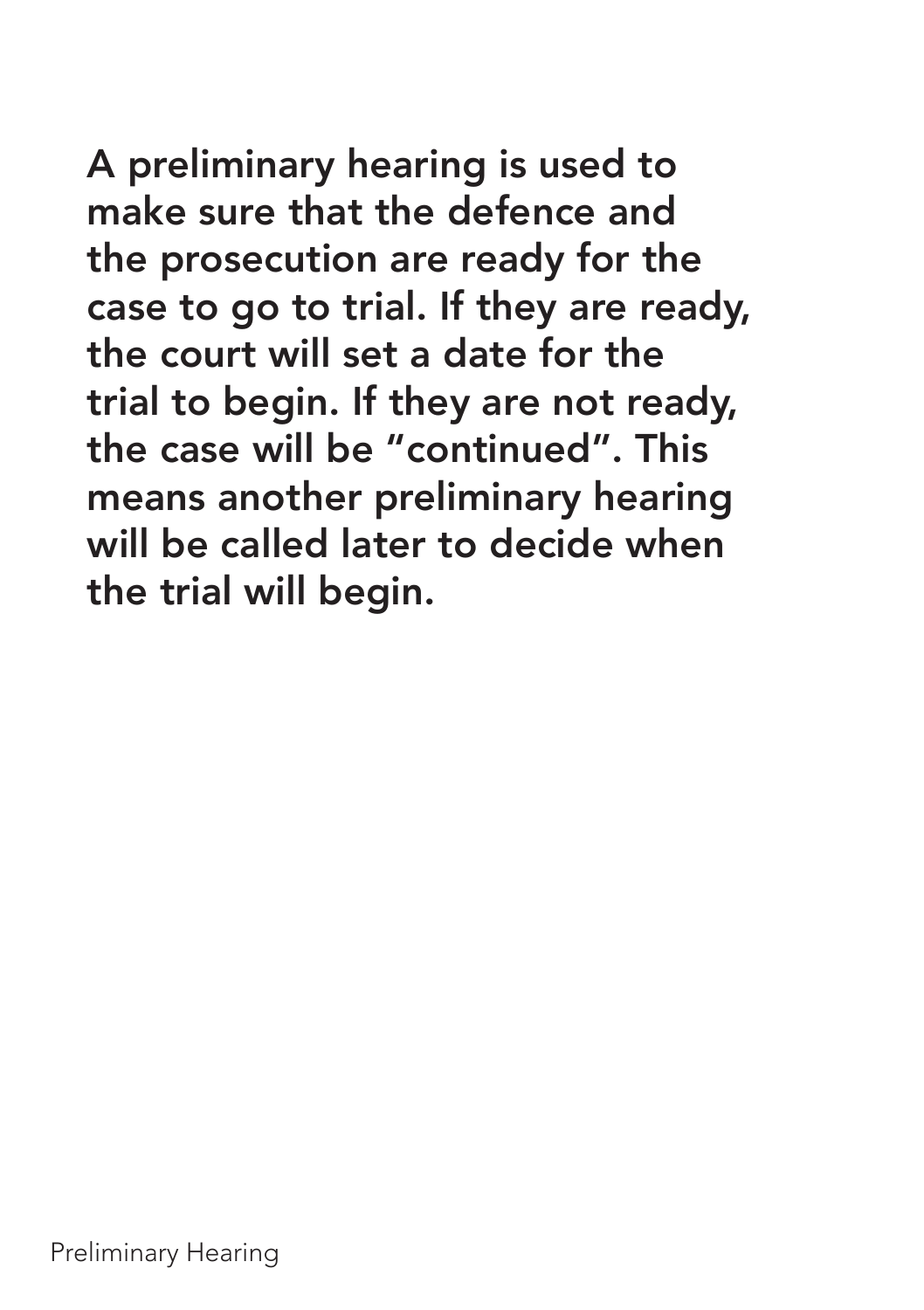**A preliminary hearing is used to make sure that the defence and the prosecution are ready for the case to go to trial. If they are ready, the court will set a date for the trial to begin. If they are not ready, the case will be "continued". This means another preliminary hearing will be called later to decide when the trial will begin.**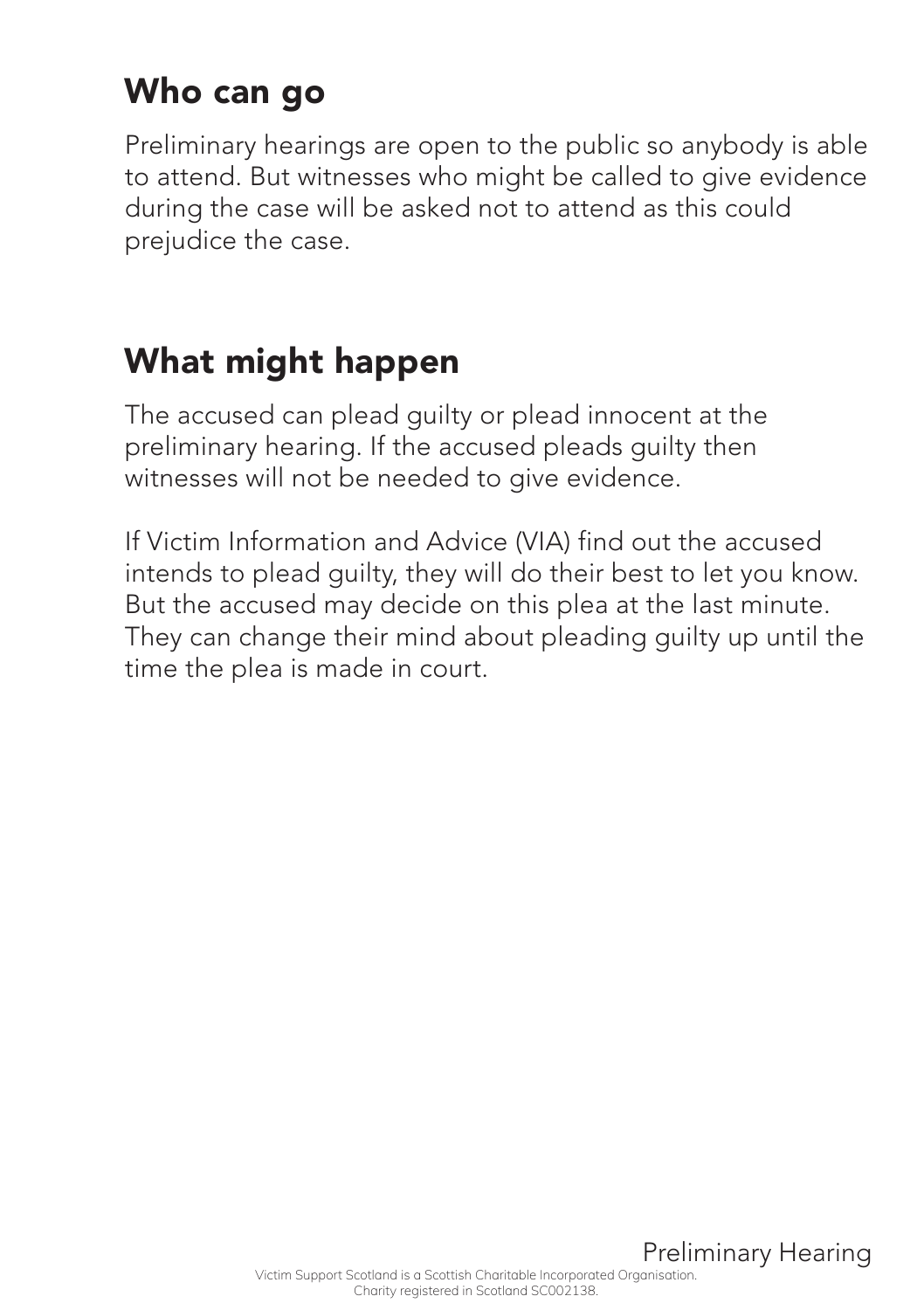## Who can go

Preliminary hearings are open to the public so anybody is able to attend. But witnesses who might be called to give evidence during the case will be asked not to attend as this could prejudice the case.

## What might happen

The accused can plead guilty or plead innocent at the preliminary hearing. If the accused pleads guilty then witnesses will not be needed to give evidence.

If Victim Information and Advice (VIA) find out the accused intends to plead guilty, they will do their best to let you know. But the accused may decide on this plea at the last minute. They can change their mind about pleading guilty up until the time the plea is made in court.